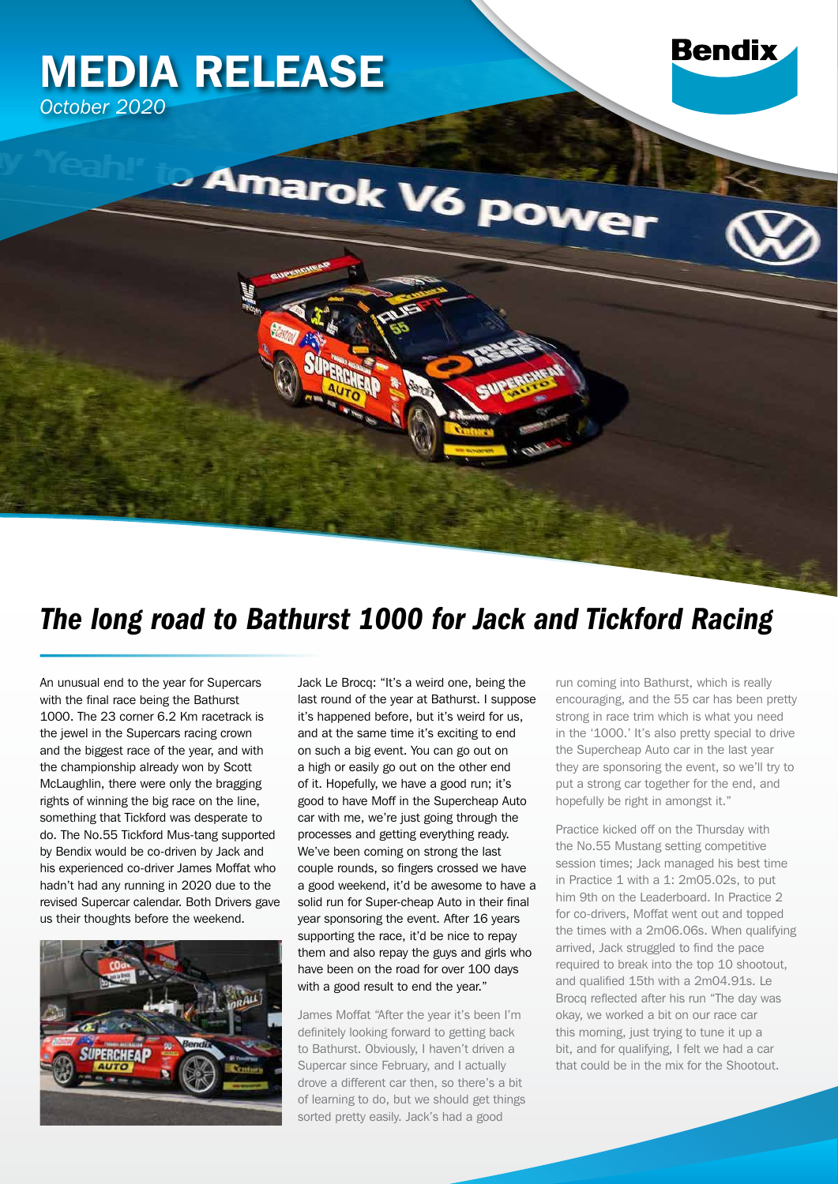# MEDIA RELEASE

*October 2020*

## *The long road to Bathurst 1000 for Jack and Tickford Racing*

An unusual end to the year for Supercars with the final race being the Bathurst 1000. The 23 corner 6.2 Km racetrack is the jewel in the Supercars racing crown and the biggest race of the year, and with the championship already won by Scott McLaughlin, there were only the bragging rights of winning the big race on the line, something that Tickford was desperate to do. The No.55 Tickford Mus-tang supported by Bendix would be co-driven by Jack and his experienced co-driver James Moffat who hadn't had any running in 2020 due to the revised Supercar calendar. Both Drivers gave us their thoughts before the weekend.

Jack Le Brocq: "It's a weird one, being the last round of the year at Bathurst. I suppose it's happened before, but it's weird for us, and at the same time it's exciting to end on such a big event. You can go out on a high or easily go out on the other end of it. Hopefully, we have a good run; it's good to have Moff in the Supercheap Auto car with me, we're just going through the processes and getting everything ready. We've been coming on strong the last couple rounds, so fingers crossed we have a good weekend, it'd be awesome to have a solid run for Super-cheap Auto in their final year sponsoring the event. After 16 years supporting the race, it'd be nice to repay them and also repay the guys and girls who have been on the road for over 100 days with a good result to end the year."

James Moffat "After the year it's been I'm definitely looking forward to getting back to Bathurst. Obviously, I haven't driven a Supercar since February, and I actually drove a different car then, so there's a bit of learning to do, but we should get things sorted pretty easily. Jack's had a good run coming into Bathurst, which is really encouraging, and the 55 car has been pretty strong in race trim which is what you need in the '1000.' It's also pretty special to drive the Supercheap Auto car in the last year they are sponsoring the event, so we'll try to put a strong car together for the end, and hopefully be right in amongst it."

Practice kicked off on the Thursday with the No.55 Mustang setting competitive session times; Jack managed his best time in Practice 1 with a 1: 2m05.02s, to put him 9th on the Leaderboard. In Practice 2 for co-drivers, Moffat went out and topped the times with a 2m06.06s. When qualifying arrived, Jack struggled to find the pace required to break into the top 10 shootout, and qualified 15th with a 2m04.91s. Le Brocq reflected after his run "The day was okay, we worked a bit on our race car this morning, just trying to tune it up a bit, and for qualifying, I felt we had a car that could be in the mix for the Shootout.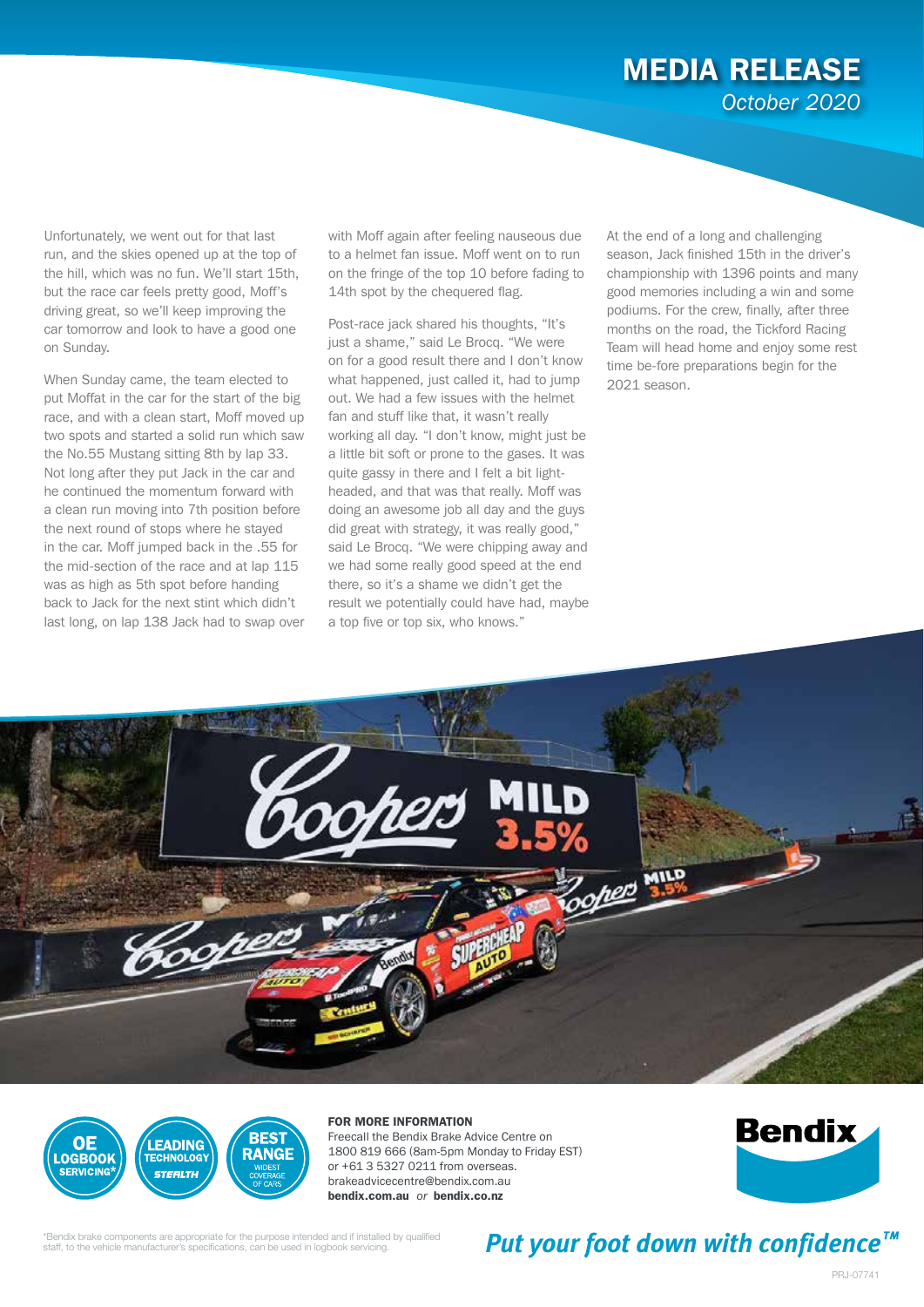# MEDIA RELEASE

*October 2020*

Unfortunately, we went out for that last run, and the skies opened up at the top of the hill, which was no fun. We'll start 15th, but the race car feels pretty good, Moff's driving great, so we'll keep improving the car tomorrow and look to have a good one on Sunday.

When Sunday came, the team elected to put Moffat in the car for the start of the big race, and with a clean start, Moff moved up two spots and started a solid run which saw the No.55 Mustang sitting 8th by lap 33. Not long after they put Jack in the car and he continued the momentum forward with a clean run moving into 7th position before the next round of stops where he stayed in the car. Moff jumped back in the .55 for the mid-section of the race and at lap 115 was as high as 5th spot before handing back to Jack for the next stint which didn't last long, on lap 138 Jack had to swap over with Moff again after feeling nauseous due to a helmet fan issue. Moff went on to run on the fringe of the top 10 before fading to 14th spot by the chequered flag.

Post-race jack shared his thoughts, "It's just a shame," said Le Brocq. "We were on for a good result there and I don't know what happened, just called it, had to jump out. We had a few issues with the helmet fan and stuff like that, it wasn't really working all day. "I don't know, might just be a little bit soft or prone to the gases. It was quite gassy in there and I felt a bit light-headed, and that was that really. Moff was doing an awesome job all day and the guys did great with strategy, it was really good," said Le Brocq. "We were chipping away and we had some really good speed at the end there, so it's a shame we didn't get the result we potentially could have had, maybe a top five or top six, who knows."

At the end of a long and challenging season, Jack finished 15th in the driver's championship with 1396 points and many good memories including a win and some podiums. For the crew, finally, after three months on the road, the Tickford Racing Team will head home and enjoy some rest time be-fore preparations begin for the 2021 season.

OE LOGBOOK SERVICING* | LEADING TECHNOLOGY STEALTH | BEST RANGE WIDEST COVERAGE OF CARS

**FOR MORE INFORMATION**
Freecall the Bendix Brake Advice Centre on 1800 819 666 (8am-5pm Monday to Friday EST) or +61 3 5327 0211 from overseas.
brakeadvicecentre@bendix.com.au
**bendix.com.au** *or* **bendix.co.nz**

**Bendix**

*Bendix brake components are appropriate for the purpose intended and if installed by qualified staff, to the vehicle manufacturer's specifications, can be used in logbook servicing.

***Put your foot down with confidence™***

PRJ-07741